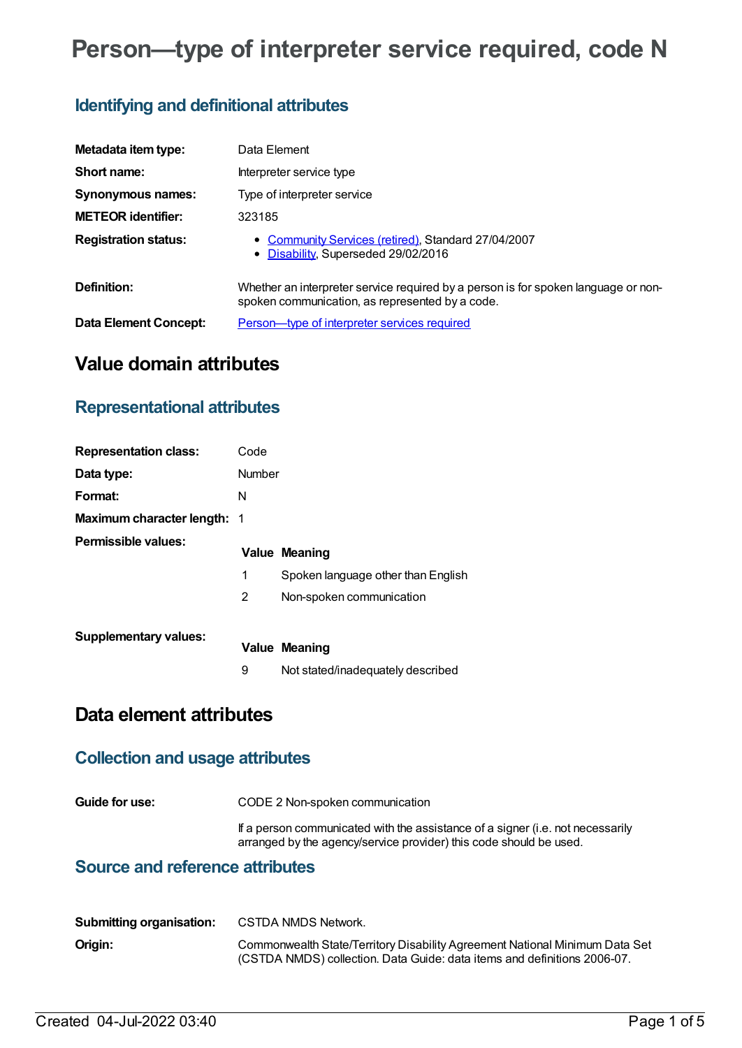# Person—type of interpreter service required, code N

## Identifying and definitional attributes

| | |
|---|---|
| **Metadata item type:** | Data Element |
| **Short name:** | Interpreter service type |
| **Synonymous names:** | Type of interpreter service |
| **METEOR identifier:** | 323185 |
| **Registration status:** | • Community Services (retired), Standard 27/04/2007<br>• Disability, Superseded 29/02/2016 |
| **Definition:** | Whether an interpreter service required by a person is for spoken language or non-spoken communication, as represented by a code. |
| **Data Element Concept:** | Person—type of interpreter services required |

# Value domain attributes

## Representational attributes

| | |
|---|---|
| **Representation class:** | Code |
| **Data type:** | Number |
| **Format:** | N |
| **Maximum character length:** | 1 |

**Permissible values:**

| Value | Meaning |
|---|---|
| 1 | Spoken language other than English |
| 2 | Non-spoken communication |

**Supplementary values:**

| Value | Meaning |
|---|---|
| 9 | Not stated/inadequately described |

# Data element attributes

## Collection and usage attributes

**Guide for use:** CODE 2 Non-spoken communication

If a person communicated with the assistance of a signer (i.e. not necessarily arranged by the agency/service provider) this code should be used.

## Source and reference attributes

| | |
|---|---|
| **Submitting organisation:** | CSTDA NMDS Network. |
| **Origin:** | Commonwealth State/Territory Disability Agreement National Minimum Data Set (CSTDA NMDS) collection. Data Guide: data items and definitions 2006-07. |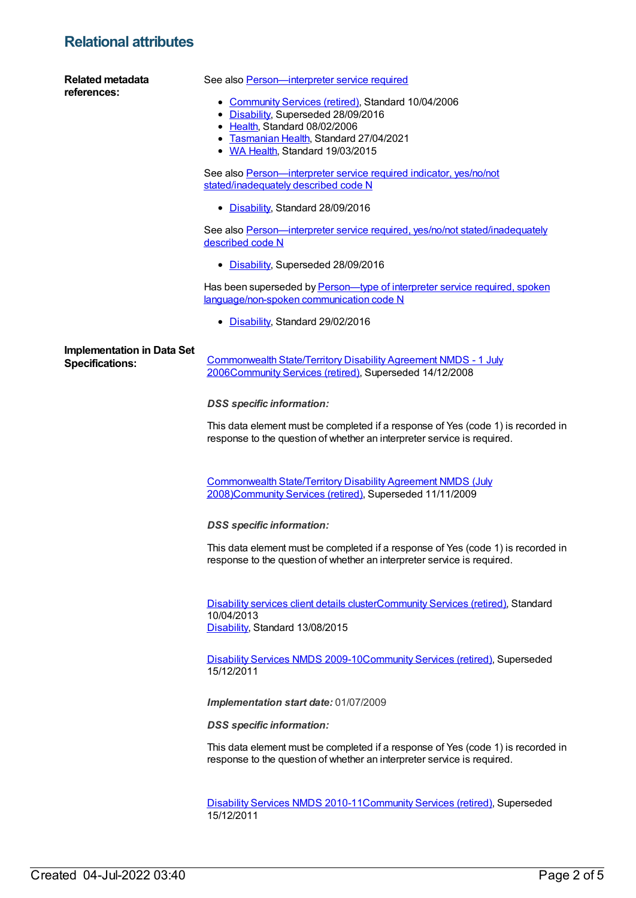## Relational attributes

**Related metadata references:**

See also Person—interpreter service required

- Community Services (retired), Standard 10/04/2006
- Disability, Superseded 28/09/2016
- Health, Standard 08/02/2006
- Tasmanian Health, Standard 27/04/2021
- WA Health, Standard 19/03/2015

See also Person—interpreter service required indicator, yes/no/not stated/inadequately described code N

- Disability, Standard 28/09/2016

See also Person—interpreter service required, yes/no/not stated/inadequately described code N

- Disability, Superseded 28/09/2016

Has been superseded by Person—type of interpreter service required, spoken language/non-spoken communication code N

- Disability, Standard 29/02/2016

**Implementation in Data Set Specifications:**

Commonwealth State/Territory Disability Agreement NMDS - 1 July 2006Community Services (retired), Superseded 14/12/2008

*DSS specific information:*

This data element must be completed if a response of Yes (code 1) is recorded in response to the question of whether an interpreter service is required.

Commonwealth State/Territory Disability Agreement NMDS (July 2008)Community Services (retired), Superseded 11/11/2009

*DSS specific information:*

This data element must be completed if a response of Yes (code 1) is recorded in response to the question of whether an interpreter service is required.

Disability services client details clusterCommunity Services (retired), Standard 10/04/2013
Disability, Standard 13/08/2015

Disability Services NMDS 2009-10Community Services (retired), Superseded 15/12/2011

***Implementation start date:*** 01/07/2009

*DSS specific information:*

This data element must be completed if a response of Yes (code 1) is recorded in response to the question of whether an interpreter service is required.

Disability Services NMDS 2010-11Community Services (retired), Superseded 15/12/2011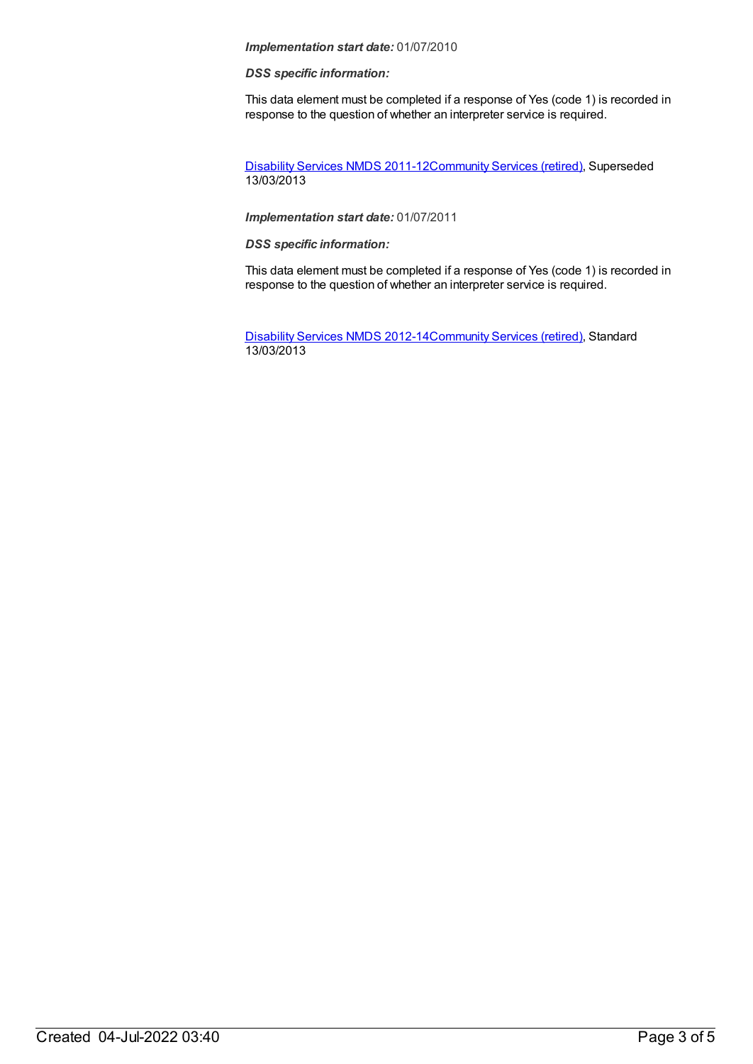***Implementation start date:*** 01/07/2010

***DSS specific information:***

This data element must be completed if a response of Yes (code 1) is recorded in response to the question of whether an interpreter service is required.

Disability Services NMDS 2011-12Community Services (retired), Superseded 13/03/2013

***Implementation start date:*** 01/07/2011

***DSS specific information:***

This data element must be completed if a response of Yes (code 1) is recorded in response to the question of whether an interpreter service is required.

Disability Services NMDS 2012-14Community Services (retired), Standard 13/03/2013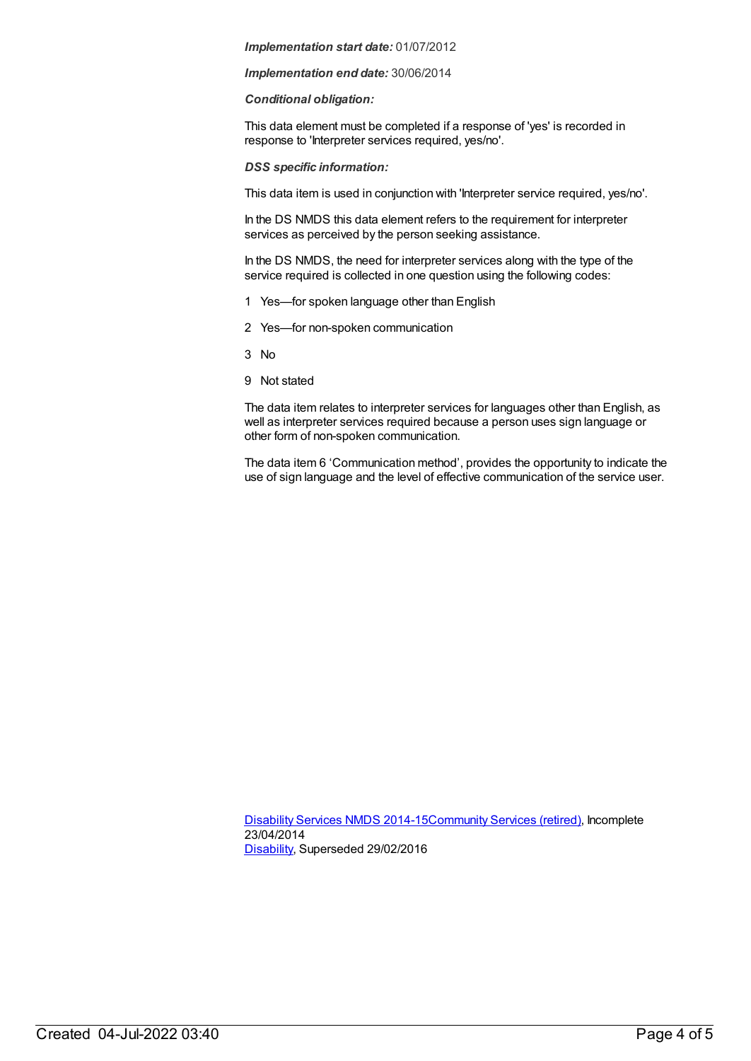***Implementation start date:*** 01/07/2012

***Implementation end date:*** 30/06/2014

***Conditional obligation:***

This data element must be completed if a response of 'yes' is recorded in response to 'Interpreter services required, yes/no'.

***DSS specific information:***

This data item is used in conjunction with 'Interpreter service required, yes/no'.

In the DS NMDS this data element refers to the requirement for interpreter services as perceived by the person seeking assistance.

In the DS NMDS, the need for interpreter services along with the type of the service required is collected in one question using the following codes:

1 Yes—for spoken language other than English

2 Yes—for non-spoken communication

3 No

9 Not stated

The data item relates to interpreter services for languages other than English, as well as interpreter services required because a person uses sign language or other form of non-spoken communication.

The data item 6 'Communication method', provides the opportunity to indicate the use of sign language and the level of effective communication of the service user.

Disability Services NMDS 2014-15Community Services (retired), Incomplete 23/04/2014
Disability, Superseded 29/02/2016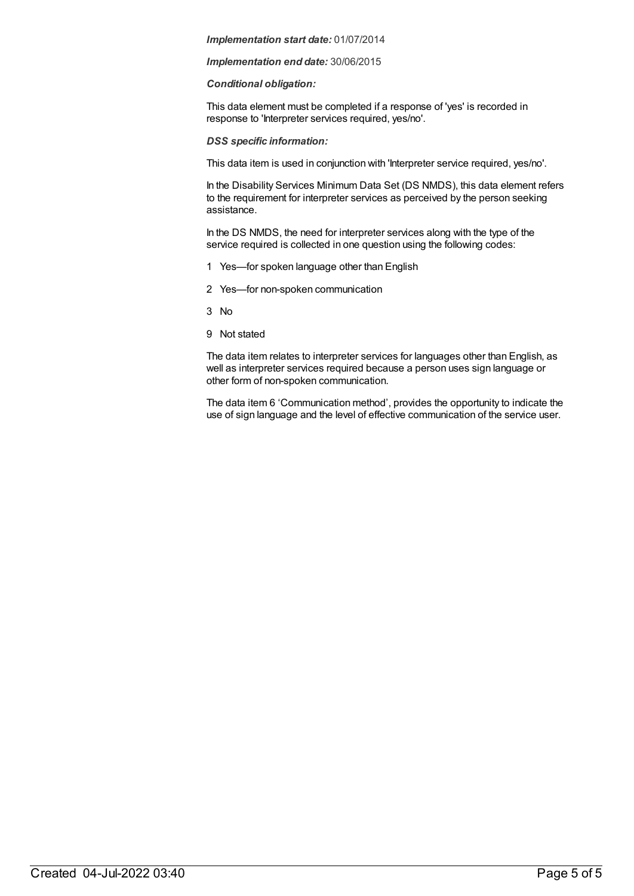***Implementation start date:*** 01/07/2014

***Implementation end date:*** 30/06/2015

***Conditional obligation:***

This data element must be completed if a response of 'yes' is recorded in response to 'Interpreter services required, yes/no'.

***DSS specific information:***

This data item is used in conjunction with 'Interpreter service required, yes/no'.

In the Disability Services Minimum Data Set (DS NMDS), this data element refers to the requirement for interpreter services as perceived by the person seeking assistance.

In the DS NMDS, the need for interpreter services along with the type of the service required is collected in one question using the following codes:

1 Yes—for spoken language other than English

2 Yes—for non-spoken communication

3 No

9 Not stated

The data item relates to interpreter services for languages other than English, as well as interpreter services required because a person uses sign language or other form of non-spoken communication.

The data item 6 'Communication method', provides the opportunity to indicate the use of sign language and the level of effective communication of the service user.